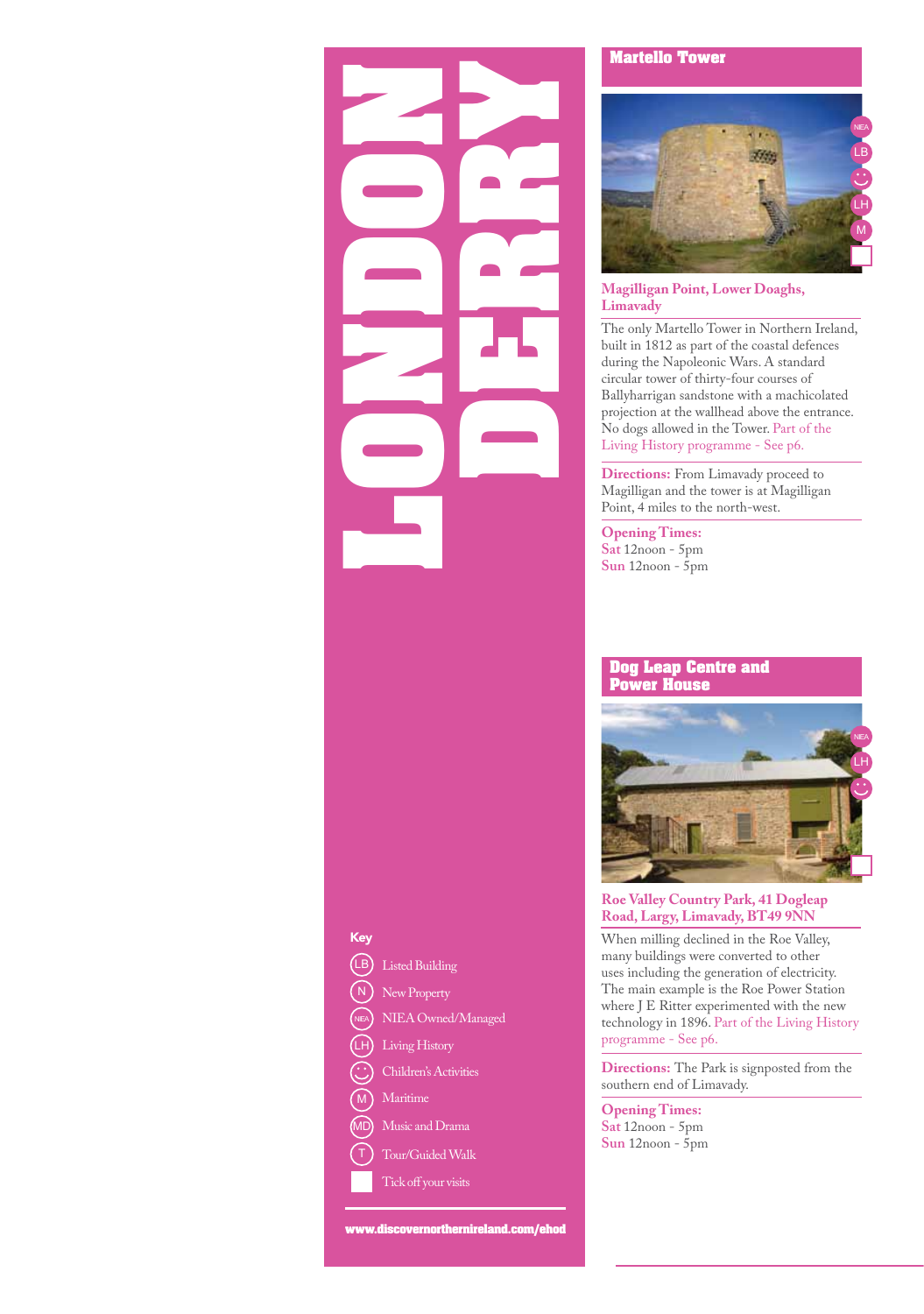# LONDONDERRY

## Martello Tower

NIEA LB ☺ LH M ☐

**Magilligan Point, Lower Doaghs, Limavady**

The only Martello Tower in Northern Ireland, built in 1812 as part of the coastal defences during the Napoleonic Wars. A standard circular tower of thirty-four courses of Ballyharrigan sandstone with a machicolated projection at the wallhead above the entrance. No dogs allowed in the Tower. Part of the Living History programme - See p6.

**Directions:** From Limavady proceed to Magilligan and the tower is at Magilligan Point, 4 miles to the north-west.

**Opening Times:**
Sat 12noon - 5pm
Sun 12noon - 5pm

## Dog Leap Centre and Power House

NIEA LH ☺ ☐

**Roe Valley Country Park, 41 Dogleap Road, Largy, Limavady, BT49 9NN**

When milling declined in the Roe Valley, many buildings were converted to other uses including the generation of electricity. The main example is the Roe Power Station where J E Ritter experimented with the new technology in 1896. Part of the Living History programme - See p6.

**Directions:** The Park is signposted from the southern end of Limavady.

**Opening Times:**
Sat 12noon - 5pm
Sun 12noon - 5pm

**Key**

- LB Listed Building
- N New Property
- NIEA NIEA Owned/Managed
- LH Living History
- ☺ Children's Activities
- M Maritime
- MD Music and Drama
- T Tour/Guided Walk
- ☐ Tick off your visits

www.discovernorthernireland.com/ehod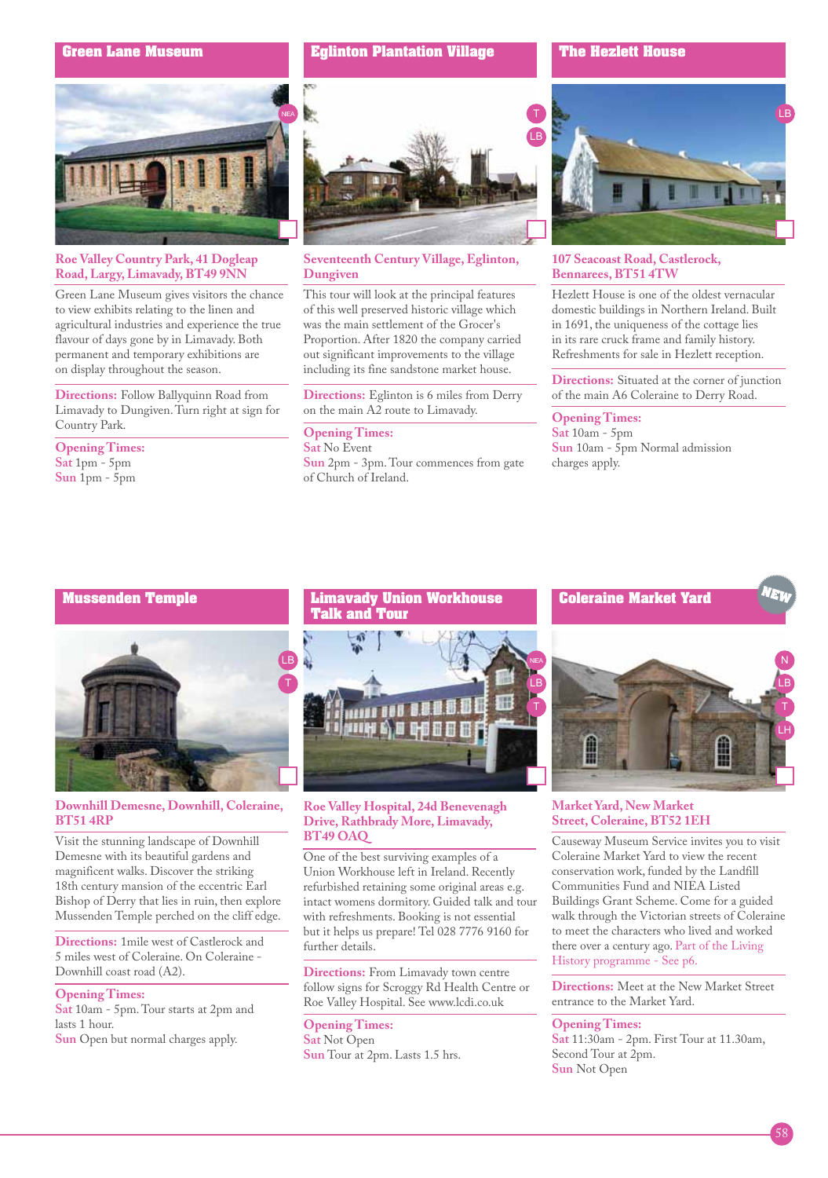## Green Lane Museum

**Roe Valley Country Park, 41 Dogleap Road, Largy, Limavady, BT49 9NN**

Green Lane Museum gives visitors the chance to view exhibits relating to the linen and agricultural industries and experience the true flavour of days gone by in Limavady. Both permanent and temporary exhibitions are on display throughout the season.

**Directions:** Follow Ballyquinn Road from Limavady to Dungiven. Turn right at sign for Country Park.

**Opening Times:**
Sat 1pm - 5pm
Sun 1pm - 5pm

## Eglinton Plantation Village

**Seventeenth Century Village, Eglinton, Dungiven**

This tour will look at the principal features of this well preserved historic village which was the main settlement of the Grocer's Proportion. After 1820 the company carried out significant improvements to the village including its fine sandstone market house.

**Directions:** Eglinton is 6 miles from Derry on the main A2 route to Limavady.

**Opening Times:**
Sat No Event
Sun 2pm - 3pm. Tour commences from gate of Church of Ireland.

## The Hezlett House

**107 Seacoast Road, Castlerock, Bennarees, BT51 4TW**

Hezlett House is one of the oldest vernacular domestic buildings in Northern Ireland. Built in 1691, the uniqueness of the cottage lies in its rare cruck frame and family history. Refreshments for sale in Hezlett reception.

**Directions:** Situated at the corner of junction of the main A6 Coleraine to Derry Road.

**Opening Times:**
Sat 10am - 5pm
Sun 10am - 5pm Normal admission charges apply.

## Mussenden Temple

**Downhill Demesne, Downhill, Coleraine, BT51 4RP**

Visit the stunning landscape of Downhill Demesne with its beautiful gardens and magnificent walks. Discover the striking 18th century mansion of the eccentric Earl Bishop of Derry that lies in ruin, then explore Mussenden Temple perched on the cliff edge.

**Directions:** 1mile west of Castlerock and 5 miles west of Coleraine. On Coleraine - Downhill coast road (A2).

**Opening Times:**
Sat 10am - 5pm. Tour starts at 2pm and lasts 1 hour.
Sun Open but normal charges apply.

## Limavady Union Workhouse Talk and Tour

**Roe Valley Hospital, 24d Benevenagh Drive, Rathbrady More, Limavady, BT49 0AQ**

One of the best surviving examples of a Union Workhouse left in Ireland. Recently refurbished retaining some original areas e.g. intact womens dormitory. Guided talk and tour with refreshments. Booking is not essential but it helps us prepare! Tel 028 7776 9160 for further details.

**Directions:** From Limavady town centre follow signs for Scroggy Rd Health Centre or Roe Valley Hospital. See www.lcdi.co.uk

**Opening Times:**
Sat Not Open
Sun Tour at 2pm. Lasts 1.5 hrs.

## Coleraine Market Yard

NEW

**Market Yard, New Market Street, Coleraine, BT52 1EH**

Causeway Museum Service invites you to visit Coleraine Market Yard to view the recent conservation work, funded by the Landfill Communities Fund and NIEA Listed Buildings Grant Scheme. Come for a guided walk through the Victorian streets of Coleraine to meet the characters who lived and worked there over a century ago. Part of the Living History programme - See p6.

**Directions:** Meet at the New Market Street entrance to the Market Yard.

**Opening Times:**
Sat 11:30am - 2pm. First Tour at 11.30am, Second Tour at 2pm.
Sun Not Open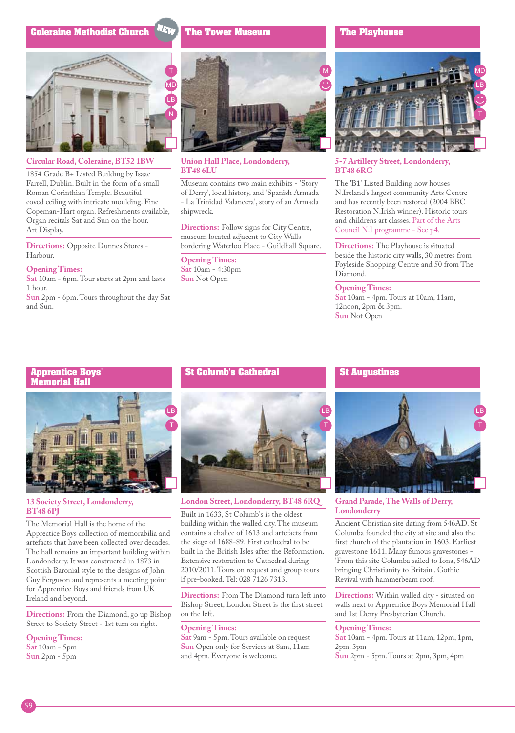## Coleraine Methodist Church

NEW

T MD LB N

**Circular Road, Coleraine, BT52 1BW**

1854 Grade B+ Listed Building by Isaac Farrell, Dublin. Built in the form of a small Roman Corinthian Temple. Beautiful coved ceiling with intricate moulding. Fine Copeman-Hart organ. Refreshments available, Organ recitals Sat and Sun on the hour. Art Display.

**Directions:** Opposite Dunnes Stores - Harbour.

**Opening Times:**
Sat 10am - 6pm. Tour starts at 2pm and lasts 1 hour.
Sun 2pm - 6pm. Tours throughout the day Sat and Sun.

## The Tower Museum

M

**Union Hall Place, Londonderry, BT48 6LU**

Museum contains two main exhibits - 'Story of Derry', local history, and 'Spanish Armada - La Trinidad Valancera', story of an Armada shipwreck.

**Directions:** Follow signs for City Centre, museum located adjacent to City Walls bordering Waterloo Place - Guildhall Square.

**Opening Times:**
Sat 10am - 4:30pm
Sun Not Open

## The Playhouse

MD LB T

**5-7 Artillery Street, Londonderry, BT48 6RG**

The 'B1' Listed Building now houses N.Ireland's largest community Arts Centre and has recently been restored (2004 BBC Restoration N.Irish winner). Historic tours and childrens art classes. Part of the Arts Council N.I programme - See p4.

**Directions:** The Playhouse is situated beside the historic city walls, 30 metres from Foyleside Shopping Centre and 50 from The Diamond.

**Opening Times:**
Sat 10am - 4pm. Tours at 10am, 11am, 12noon, 2pm & 3pm.
Sun Not Open

## Apprentice Boys' Memorial Hall

LB T

**13 Society Street, Londonderry, BT48 6PJ**

The Memorial Hall is the home of the Apprectice Boys collection of memorabilia and artefacts that have been collected over decades. The hall remains an important building within Londonderry. It was constructed in 1873 in Scottish Baronial style to the designs of John Guy Ferguson and represents a meeting point for Apprentice Boys and friends from UK Ireland and beyond.

**Directions:** From the Diamond, go up Bishop Street to Society Street - 1st turn on right.

**Opening Times:**
Sat 10am - 5pm
Sun 2pm - 5pm

## St Columb's Cathedral

LB T

**London Street, Londonderry, BT48 6RQ**

Built in 1633, St Columb's is the oldest building within the walled city. The museum contains a chalice of 1613 and artefacts from the siege of 1688-89. First cathedral to be built in the British Isles after the Reformation. Extensive restoration to Cathedral during 2010/2011. Tours on request and group tours if pre-booked. Tel: 028 7126 7313.

**Directions:** From The Diamond turn left into Bishop Street, London Street is the first street on the left.

**Opening Times:**
Sat 9am - 5pm. Tours available on request
Sun Open only for Services at 8am, 11am and 4pm. Everyone is welcome.

## St Augustines

LB T

**Grand Parade, The Walls of Derry, Londonderry**

Ancient Christian site dating from 546AD. St Columba founded the city at site and also the first church of the plantation in 1603. Earliest gravestone 1611. Many famous gravestones - 'From this site Columba sailed to Iona, 546AD bringing Christianity to Britain'. Gothic Revival with hammerbeam roof.

**Directions:** Within walled city - situated on walls next to Apprentice Boys Memorial Hall and 1st Derry Presbyterian Church.

**Opening Times:**
Sat 10am - 4pm. Tours at 11am, 12pm, 1pm, 2pm, 3pm
Sun 2pm - 5pm. Tours at 2pm, 3pm, 4pm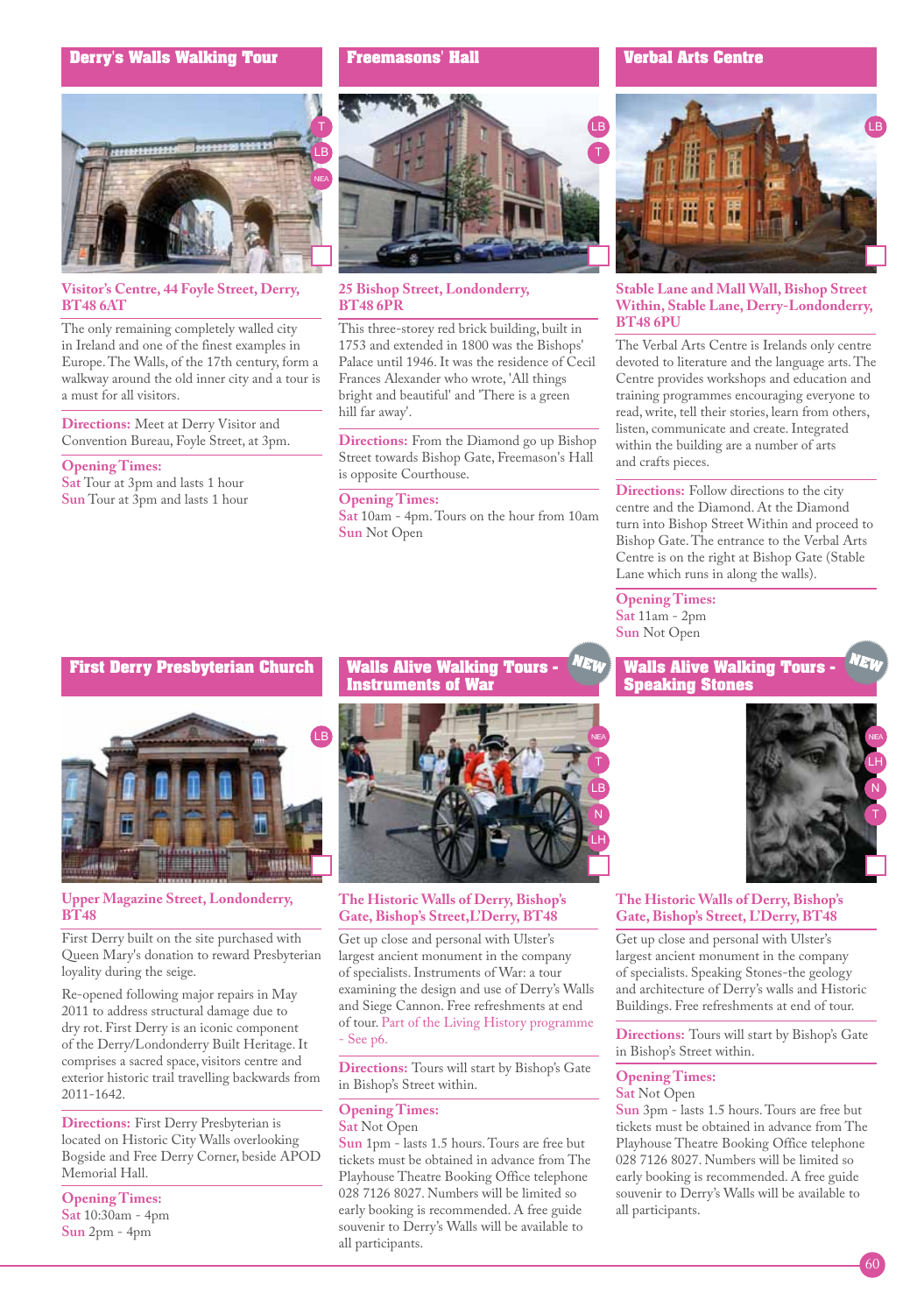## Derry's Walls Walking Tour

**Visitor's Centre, 44 Foyle Street, Derry, BT48 6AT**

The only remaining completely walled city in Ireland and one of the finest examples in Europe. The Walls, of the 17th century, form a walkway around the old inner city and a tour is a must for all visitors.

**Directions:** Meet at Derry Visitor and Convention Bureau, Foyle Street, at 3pm.

**Opening Times:**
Sat Tour at 3pm and lasts 1 hour
Sun Tour at 3pm and lasts 1 hour

## Freemasons' Hall

**25 Bishop Street, Londonderry, BT48 6PR**

This three-storey red brick building, built in 1753 and extended in 1800 was the Bishops' Palace until 1946. It was the residence of Cecil Frances Alexander who wrote, 'All things bright and beautiful' and 'There is a green hill far away'.

**Directions:** From the Diamond go up Bishop Street towards Bishop Gate, Freemason's Hall is opposite Courthouse.

**Opening Times:**
Sat 10am - 4pm. Tours on the hour from 10am
Sun Not Open

## Verbal Arts Centre

**Stable Lane and Mall Wall, Bishop Street Within, Stable Lane, Derry-Londonderry, BT48 6PU**

The Verbal Arts Centre is Irelands only centre devoted to literature and the language arts. The Centre provides workshops and education and training programmes encouraging everyone to read, write, tell their stories, learn from others, listen, communicate and create. Integrated within the building are a number of arts and crafts pieces.

**Directions:** Follow directions to the city centre and the Diamond. At the Diamond turn into Bishop Street Within and proceed to Bishop Gate. The entrance to the Verbal Arts Centre is on the right at Bishop Gate (Stable Lane which runs in along the walls).

**Opening Times:**
Sat 11am - 2pm
Sun Not Open

## First Derry Presbyterian Church

**Upper Magazine Street, Londonderry, BT48**

First Derry built on the site purchased with Queen Mary's donation to reward Presbyterian loyality during the seige.

Re-opened following major repairs in May 2011 to address structural damage due to dry rot. First Derry is an iconic component of the Derry/Londonderry Built Heritage. It comprises a sacred space, visitors centre and exterior historic trail travelling backwards from 2011-1642.

**Directions:** First Derry Presbyterian is located on Historic City Walls overlooking Bogside and Free Derry Corner, beside APOD Memorial Hall.

**Opening Times:**
Sat 10:30am - 4pm
Sun 2pm - 4pm

## Walls Alive Walking Tours - Instruments of War (NEW)

**The Historic Walls of Derry, Bishop's Gate, Bishop's Street, L'Derry, BT48**

Get up close and personal with Ulster's largest ancient monument in the company of specialists. Instruments of War: a tour examining the design and use of Derry's Walls and Siege Cannon. Free refreshments at end of tour. Part of the Living History programme - See p6.

**Directions:** Tours will start by Bishop's Gate in Bishop's Street within.

**Opening Times:**
Sat Not Open
Sun 1pm - lasts 1.5 hours. Tours are free but tickets must be obtained in advance from The Playhouse Theatre Booking Office telephone 028 7126 8027. Numbers will be limited so early booking is recommended. A free guide souvenir to Derry's Walls will be available to all participants.

## Walls Alive Walking Tours - Speaking Stones (NEW)

**The Historic Walls of Derry, Bishop's Gate, Bishop's Street, L'Derry, BT48**

Get up close and personal with Ulster's largest ancient monument in the company of specialists. Speaking Stones-the geology and architecture of Derry's walls and Historic Buildings. Free refreshments at end of tour.

**Directions:** Tours will start by Bishop's Gate in Bishop's Street within.

**Opening Times:**
Sat Not Open
Sun 3pm - lasts 1.5 hours. Tours are free but tickets must be obtained in advance from The Playhouse Theatre Booking Office telephone 028 7126 8027. Numbers will be limited so early booking is recommended. A free guide souvenir to Derry's Walls will be available to all participants.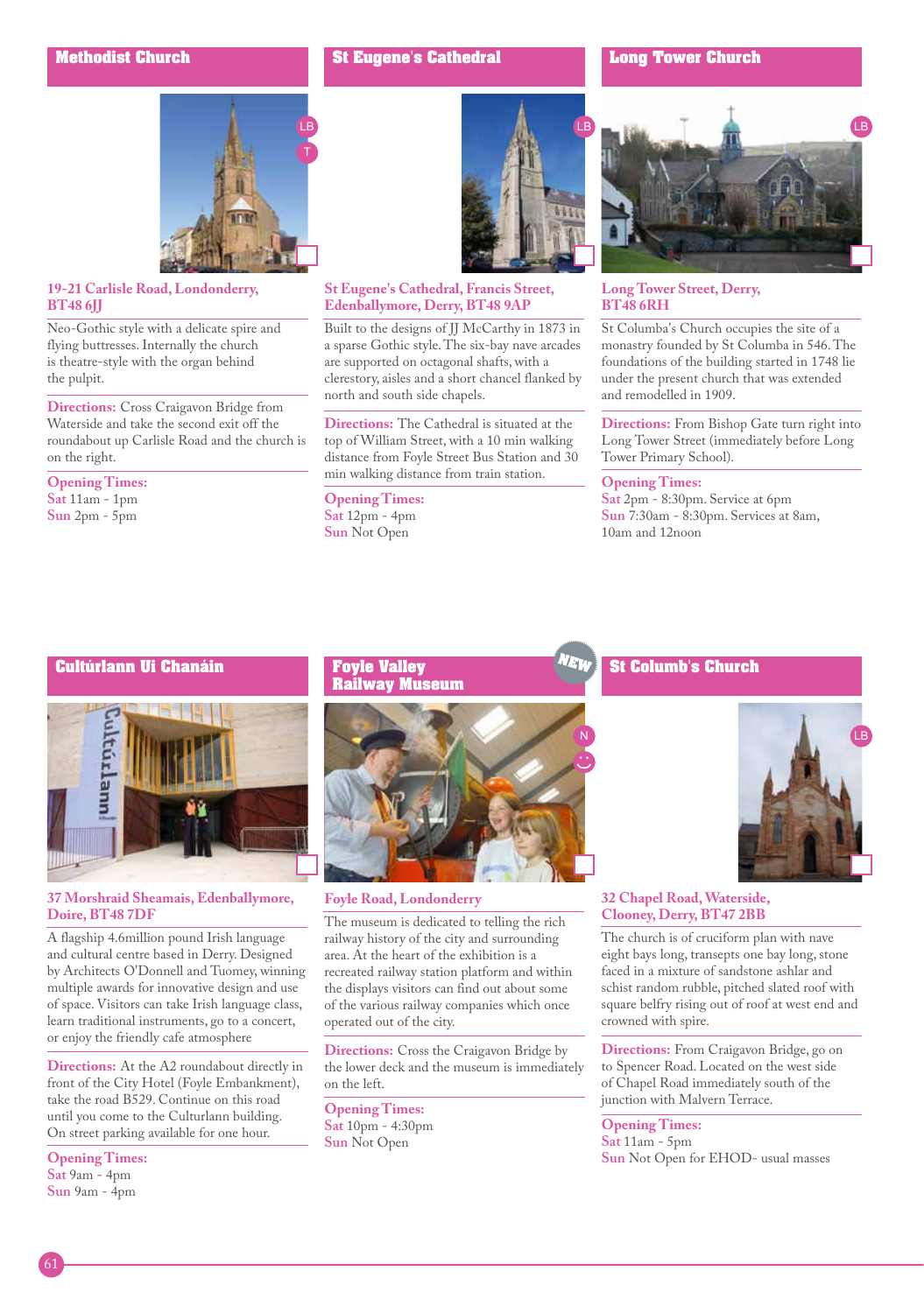## Methodist Church

**19-21 Carlisle Road, Londonderry, BT48 6JJ**

Neo-Gothic style with a delicate spire and flying buttresses. Internally the church is theatre-style with the organ behind the pulpit.

**Directions:** Cross Craigavon Bridge from Waterside and take the second exit off the roundabout up Carlisle Road and the church is on the right.

**Opening Times:**
Sat 11am - 1pm
Sun 2pm - 5pm

## St Eugene's Cathedral

**St Eugene's Cathedral, Francis Street, Edenballymore, Derry, BT48 9AP**

Built to the designs of JJ McCarthy in 1873 in a sparse Gothic style. The six-bay nave arcades are supported on octagonal shafts, with a clerestory, aisles and a short chancel flanked by north and south side chapels.

**Directions:** The Cathedral is situated at the top of William Street, with a 10 min walking distance from Foyle Street Bus Station and 30 min walking distance from train station.

**Opening Times:**
Sat 12pm - 4pm
Sun Not Open

## Long Tower Church

**Long Tower Street, Derry, BT48 6RH**

St Columba's Church occupies the site of a monastry founded by St Columba in 546. The foundations of the building started in 1748 lie under the present church that was extended and remodelled in 1909.

**Directions:** From Bishop Gate turn right into Long Tower Street (immediately before Long Tower Primary School).

**Opening Times:**
Sat 2pm - 8:30pm. Service at 6pm
Sun 7:30am - 8:30pm. Services at 8am, 10am and 12noon

## Cultúrlann Ui Chanáin

**37 Morshraid Sheamais, Edenballymore, Doire, BT48 7DF**

A flagship 4.6million pound Irish language and cultural centre based in Derry. Designed by Architects O'Donnell and Tuomey, winning multiple awards for innovative design and use of space. Visitors can take Irish language class, learn traditional instruments, go to a concert, or enjoy the friendly cafe atmosphere

**Directions:** At the A2 roundabout directly in front of the City Hotel (Foyle Embankment), take the road B529. Continue on this road until you come to the Culturlann building. On street parking available for one hour.

**Opening Times:**
Sat 9am - 4pm
Sun 9am - 4pm

## Foyle Valley Railway Museum

NEW

**Foyle Road, Londonderry**

The museum is dedicated to telling the rich railway history of the city and surrounding area. At the heart of the exhibition is a recreated railway station platform and within the displays visitors can find out about some of the various railway companies which once operated out of the city.

**Directions:** Cross the Craigavon Bridge by the lower deck and the museum is immediately on the left.

**Opening Times:**
Sat 10pm - 4:30pm
Sun Not Open

## St Columb's Church

**32 Chapel Road, Waterside, Clooney, Derry, BT47 2BB**

The church is of cruciform plan with nave eight bays long, transepts one bay long, stone faced in a mixture of sandstone ashlar and schist random rubble, pitched slated roof with square belfry rising out of roof at west end and crowned with spire.

**Directions:** From Craigavon Bridge, go on to Spencer Road. Located on the west side of Chapel Road immediately south of the junction with Malvern Terrace.

**Opening Times:**
Sat 11am - 5pm
Sun Not Open for EHOD- usual masses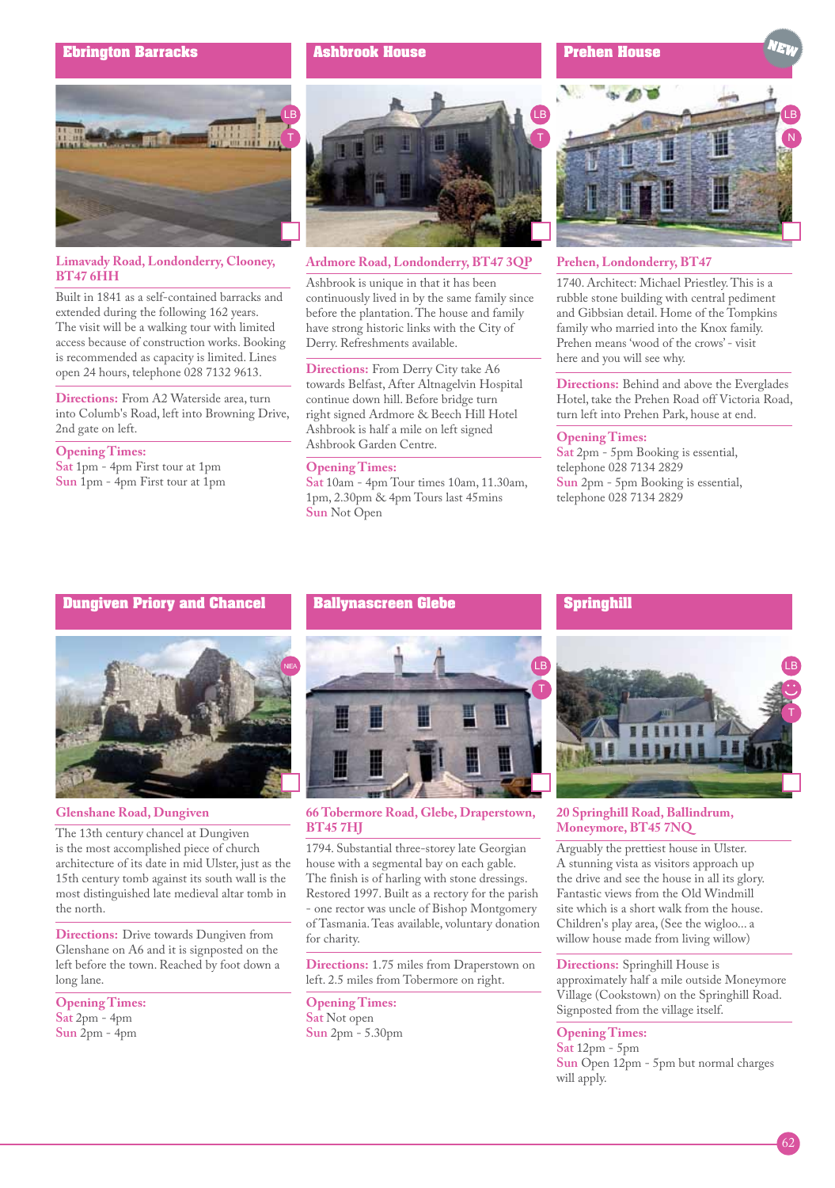## Ebrington Barracks

**Limavady Road, Londonderry, Clooney, BT47 6HH**

Built in 1841 as a self-contained barracks and extended during the following 162 years. The visit will be a walking tour with limited access because of construction works. Booking is recommended as capacity is limited. Lines open 24 hours, telephone 028 7132 9613.

**Directions:** From A2 Waterside area, turn into Columb's Road, left into Browning Drive, 2nd gate on left.

**Opening Times:**
Sat 1pm - 4pm First tour at 1pm
Sun 1pm - 4pm First tour at 1pm

## Ashbrook House

**Ardmore Road, Londonderry, BT47 3QP**

Ashbrook is unique in that it has been continuously lived in by the same family since before the plantation. The house and family have strong historic links with the City of Derry. Refreshments available.

**Directions:** From Derry City take A6 towards Belfast, After Altnagelvin Hospital continue down hill. Before bridge turn right signed Ardmore & Beech Hill Hotel Ashbrook is half a mile on left signed Ashbrook Garden Centre.

**Opening Times:**
Sat 10am - 4pm Tour times 10am, 11.30am, 1pm, 2.30pm & 4pm Tours last 45mins
Sun Not Open

## Prehen House

NEW

**Prehen, Londonderry, BT47**

1740. Architect: Michael Priestley. This is a rubble stone building with central pediment and Gibbsian detail. Home of the Tompkins family who married into the Knox family. Prehen means 'wood of the crows' - visit here and you will see why.

**Directions:** Behind and above the Everglades Hotel, take the Prehen Road off Victoria Road, turn left into Prehen Park, house at end.

**Opening Times:**
Sat 2pm - 5pm Booking is essential, telephone 028 7134 2829
Sun 2pm - 5pm Booking is essential, telephone 028 7134 2829

## Dungiven Priory and Chancel

**Glenshane Road, Dungiven**

The 13th century chancel at Dungiven is the most accomplished piece of church architecture of its date in mid Ulster, just as the 15th century tomb against its south wall is the most distinguished late medieval altar tomb in the north.

**Directions:** Drive towards Dungiven from Glenshane on A6 and it is signposted on the left before the town. Reached by foot down a long lane.

**Opening Times:**
Sat 2pm - 4pm
Sun 2pm - 4pm

## Ballynascreen Glebe

**66 Tobermore Road, Glebe, Draperstown, BT45 7HJ**

1794. Substantial three-storey late Georgian house with a segmental bay on each gable. The finish is of harling with stone dressings. Restored 1997. Built as a rectory for the parish - one rector was uncle of Bishop Montgomery of Tasmania. Teas available, voluntary donation for charity.

**Directions:** 1.75 miles from Draperstown on left. 2.5 miles from Tobermore on right.

**Opening Times:**
Sat Not open
Sun 2pm - 5.30pm

## Springhill

**20 Springhill Road, Ballindrum, Moneymore, BT45 7NQ**

Arguably the prettiest house in Ulster. A stunning vista as visitors approach up the drive and see the house in all its glory. Fantastic views from the Old Windmill site which is a short walk from the house. Children's play area, (See the wigloo... a willow house made from living willow)

**Directions:** Springhill House is approximately half a mile outside Moneymore Village (Cookstown) on the Springhill Road. Signposted from the village itself.

**Opening Times:**
Sat 12pm - 5pm
Sun Open 12pm - 5pm but normal charges will apply.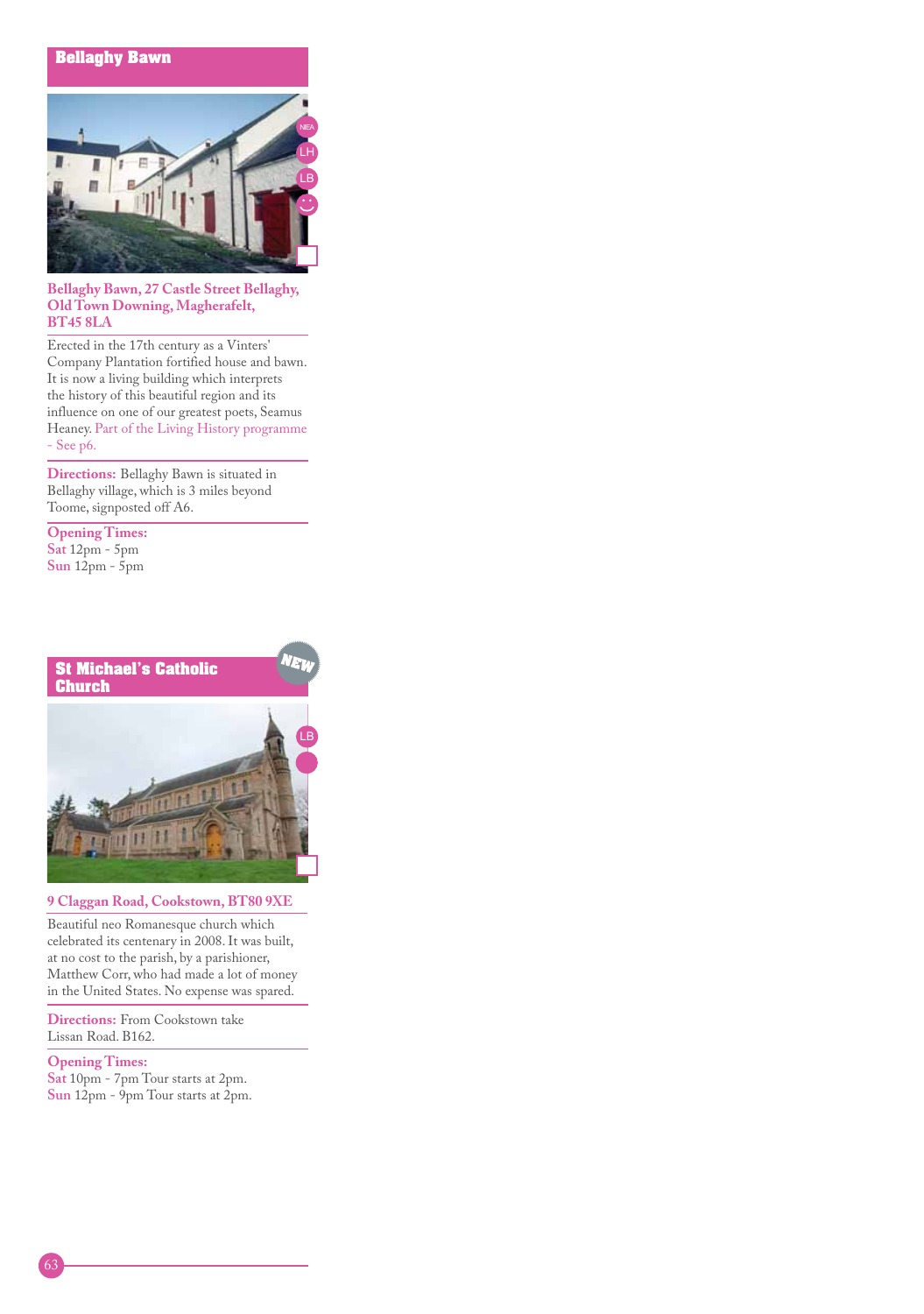## Bellaghy Bawn

**Bellaghy Bawn, 27 Castle Street Bellaghy, Old Town Downing, Magherafelt, BT45 8LA**

Erected in the 17th century as a Vinters' Company Plantation fortified house and bawn. It is now a living building which interprets the history of this beautiful region and its influence on one of our greatest poets, Seamus Heaney. Part of the Living History programme - See p6.

**Directions:** Bellaghy Bawn is situated in Bellaghy village, which is 3 miles beyond Toome, signposted off A6.

**Opening Times:**
Sat 12pm - 5pm
Sun 12pm - 5pm

## St Michael's Catholic Church

NEW

**9 Claggan Road, Cookstown, BT80 9XE**

Beautiful neo Romanesque church which celebrated its centenary in 2008. It was built, at no cost to the parish, by a parishioner, Matthew Corr, who had made a lot of money in the United States. No expense was spared.

**Directions:** From Cookstown take Lissan Road. B162.

**Opening Times:**
Sat 10pm - 7pm Tour starts at 2pm.
Sun 12pm - 9pm Tour starts at 2pm.